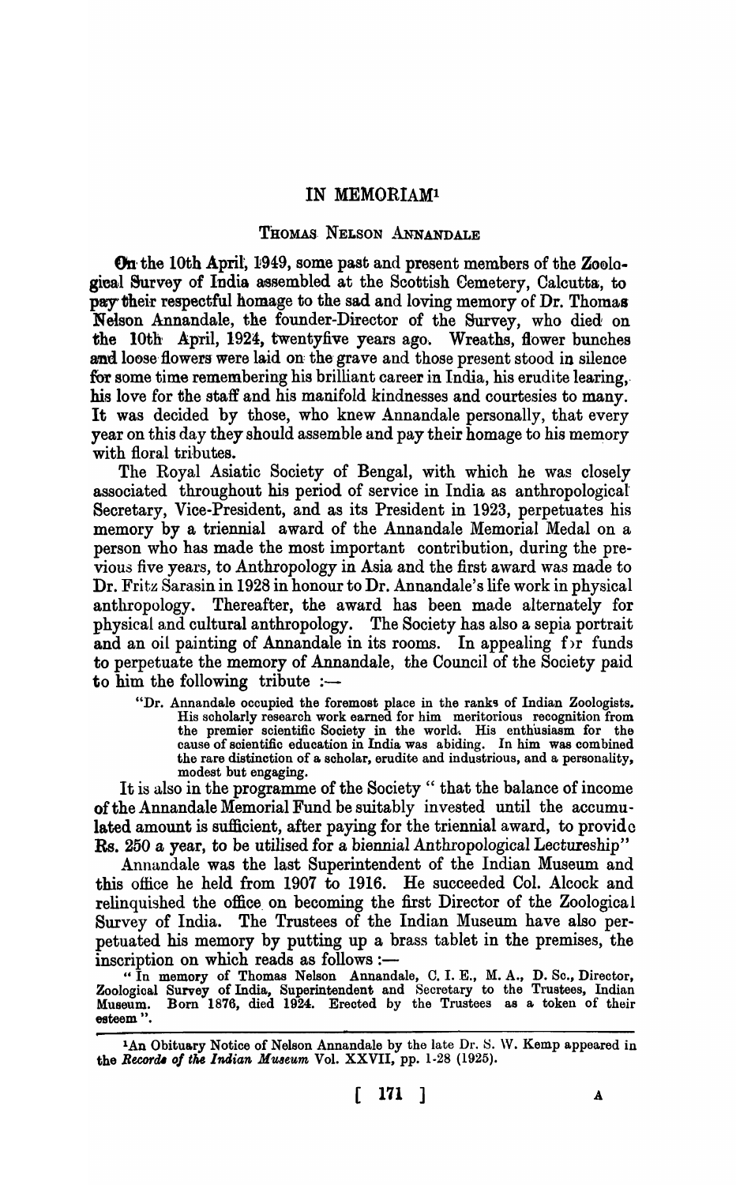# IN MEMORIAM[1]

## THOMAS NELSON ANNANDALE

On the 10th April, 1949, some past and present members of the Zoological Survey of India assembled at the Scottish Cemetery, Calcutta, to pay their respectful homage to the sad and loving memory of Dr. Thomas Nelson Annandale, the founder-Director of the Survey, who died on the 10th April, 1924, twentyfive years ago. Wreaths, flower bunches and loose flowers were laid on the grave and those present stood in silence for some time remembering his brilliant career in India, his erudite learing, his love for the staff and his manifold kindnesses and courtesies to many. It was decided by those, who knew Annandale personally, that every year on this day they should assemble and pay their homage to his memory with floral tributes.

The Royal Asiatic Society of Bengal, with which he was closely associated throughout his period of service in India as anthropological Secretary, Vice-President, and as its President in 1923, perpetuates his memory by a triennial award of the Annandale Memorial Medal on a person who has made the most important contribution, during the previous five years, to Anthropology in Asia and the first award was made to Dr. Fritz Sarasin in 1928 in honour to Dr. Annandale's life work in physical anthropology. Thereafter, the award has been made alternately for physical and cultural anthropology. The Society has also a sepia portrait and an oil painting of Annandale in its rooms. In appealing for funds to perpetuate the memory of Annandale, the Council of the Society paid to him the following tribute :—

> "Dr. Annandale occupied the foremost place in the ranks of Indian Zoologists. His scholarly research work earned for him meritorious recognition from the premier scientific Society in the world. His enthusiasm for the cause of scientific education in India was abiding. In him was combined the rare distinction of a scholar, erudite and industrious, and a personality, modest but engaging.

It is also in the programme of the Society " that the balance of income of the Annandale Memorial Fund be suitably invested until the accumulated amount is sufficient, after paying for the triennial award, to provide Rs. 250 a year, to be utilised for a biennial Anthropological Lectureship"

Annandale was the last Superintendent of the Indian Museum and this office he held from 1907 to 1916. He succeeded Col. Alcock and relinquished the office on becoming the first Director of the Zoological Survey of India. The Trustees of the Indian Museum have also perpetuated his memory by putting up a brass tablet in the premises, the inscription on which reads as follows :—

> " In memory of Thomas Nelson Annandale, C. I. E., M. A., D. Sc., Director, Zoological Survey of India, Superintendent and Secretary to the Trustees, Indian Museum. Born 1876, died 1924. Erected by the Trustees as a token of their esteem ".

---

[1]An Obituary Notice of Nelson Annandale by the late Dr. S. W. Kemp appeared in the *Records of the Indian Museum* Vol. XXVII, pp. 1-28 (1925).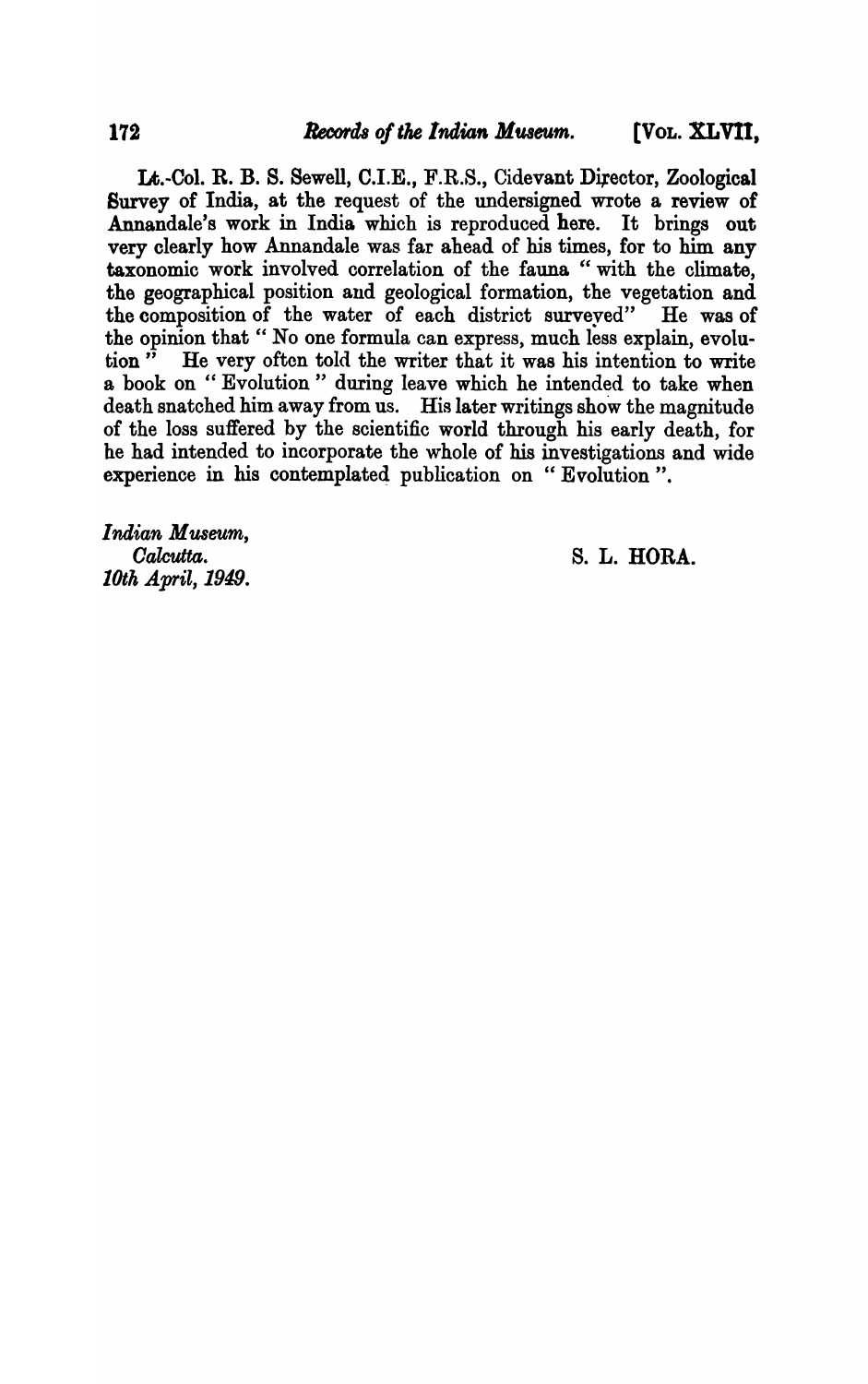Lt.-Col. R. B. S. Sewell, C.I.E., F.R.S., Cidevant Director, Zoological Survey of India, at the request of the undersigned wrote a review of Annandale's work in India which is reproduced here. It brings out very clearly how Annandale was far ahead of his times, for to him any taxonomic work involved correlation of the fauna " with the climate, the geographical position and geological formation, the vegetation and the composition of the water of each district surveyed" He was of the opinion that " No one formula can express, much less explain, evolution " He very often told the writer that it was his intention to write a book on " Evolution " during leave which he intended to take when death snatched him away from us. His later writings show the magnitude of the loss suffered by the scientific world through his early death, for he had intended to incorporate the whole of his investigations and wide experience in his contemplated publication on " Evolution ".

*Indian Museum,*
*Calcutta.*
*10th April, 1949.*

S. L. HORA.